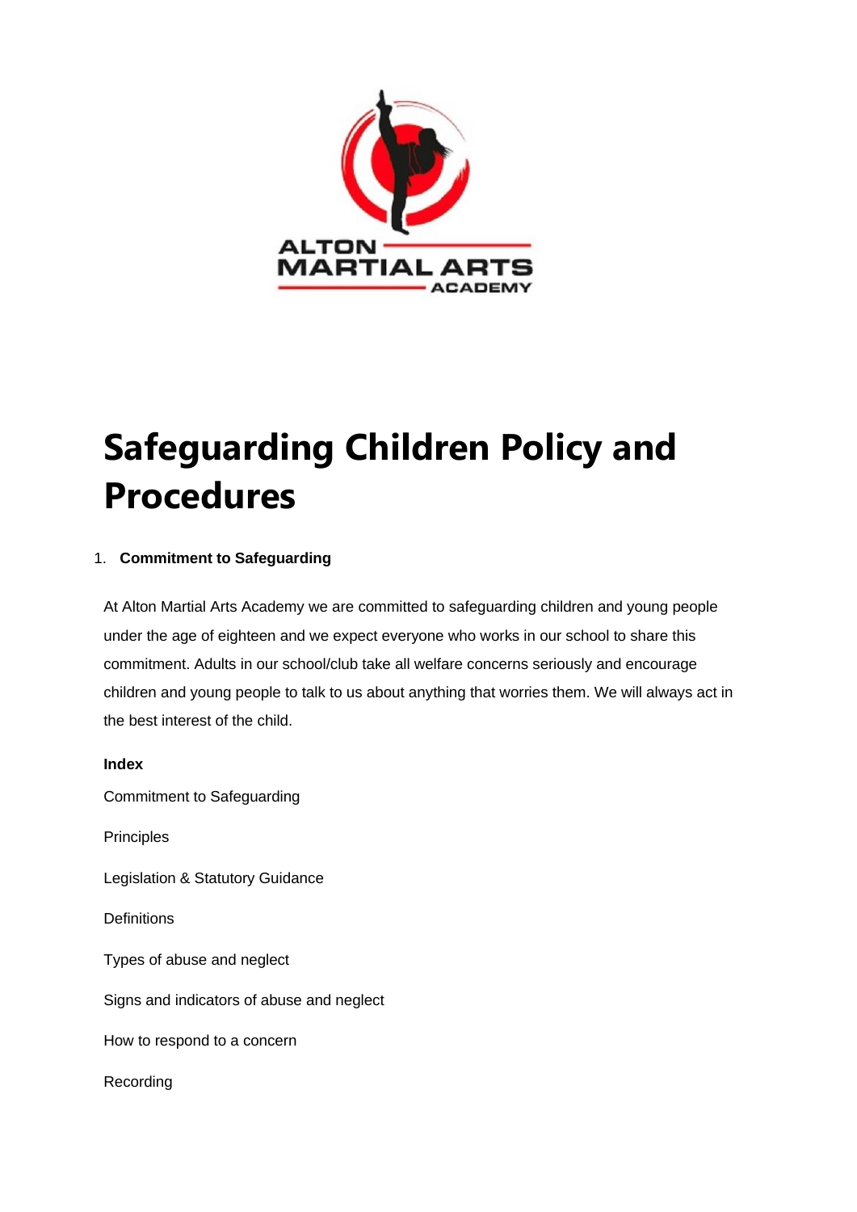# Safeguarding Children Policy and Procedures

1. **Commitment to Safeguarding**

At Alton Martial Arts Academy we are committed to safeguarding children and young people under the age of eighteen and we expect everyone who works in our school to share this commitment. Adults in our school/club take all welfare concerns seriously and encourage children and young people to talk to us about anything that worries them. We will always act in the best interest of the child.

**Index**

Commitment to Safeguarding

Principles

Legislation & Statutory Guidance

Definitions

Types of abuse and neglect

Signs and indicators of abuse and neglect

How to respond to a concern

Recording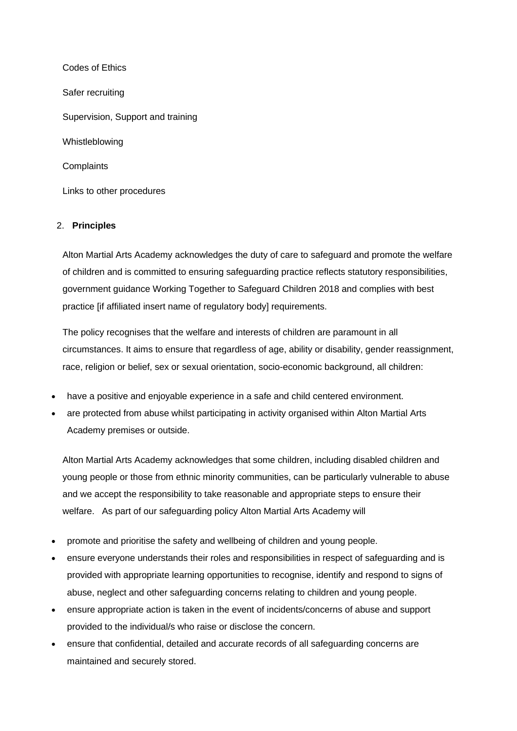Codes of Ethics

Safer recruiting

Supervision, Support and training

Whistleblowing

Complaints

Links to other procedures

## 2. Principles

Alton Martial Arts Academy acknowledges the duty of care to safeguard and promote the welfare of children and is committed to ensuring safeguarding practice reflects statutory responsibilities, government guidance Working Together to Safeguard Children 2018 and complies with best practice [if affiliated insert name of regulatory body] requirements.

The policy recognises that the welfare and interests of children are paramount in all circumstances. It aims to ensure that regardless of age, ability or disability, gender reassignment, race, religion or belief, sex or sexual orientation, socio-economic background, all children:

- have a positive and enjoyable experience in a safe and child centered environment.
- are protected from abuse whilst participating in activity organised within Alton Martial Arts Academy premises or outside.

Alton Martial Arts Academy acknowledges that some children, including disabled children and young people or those from ethnic minority communities, can be particularly vulnerable to abuse and we accept the responsibility to take reasonable and appropriate steps to ensure their welfare. As part of our safeguarding policy Alton Martial Arts Academy will

- promote and prioritise the safety and wellbeing of children and young people.
- ensure everyone understands their roles and responsibilities in respect of safeguarding and is provided with appropriate learning opportunities to recognise, identify and respond to signs of abuse, neglect and other safeguarding concerns relating to children and young people.
- ensure appropriate action is taken in the event of incidents/concerns of abuse and support provided to the individual/s who raise or disclose the concern.
- ensure that confidential, detailed and accurate records of all safeguarding concerns are maintained and securely stored.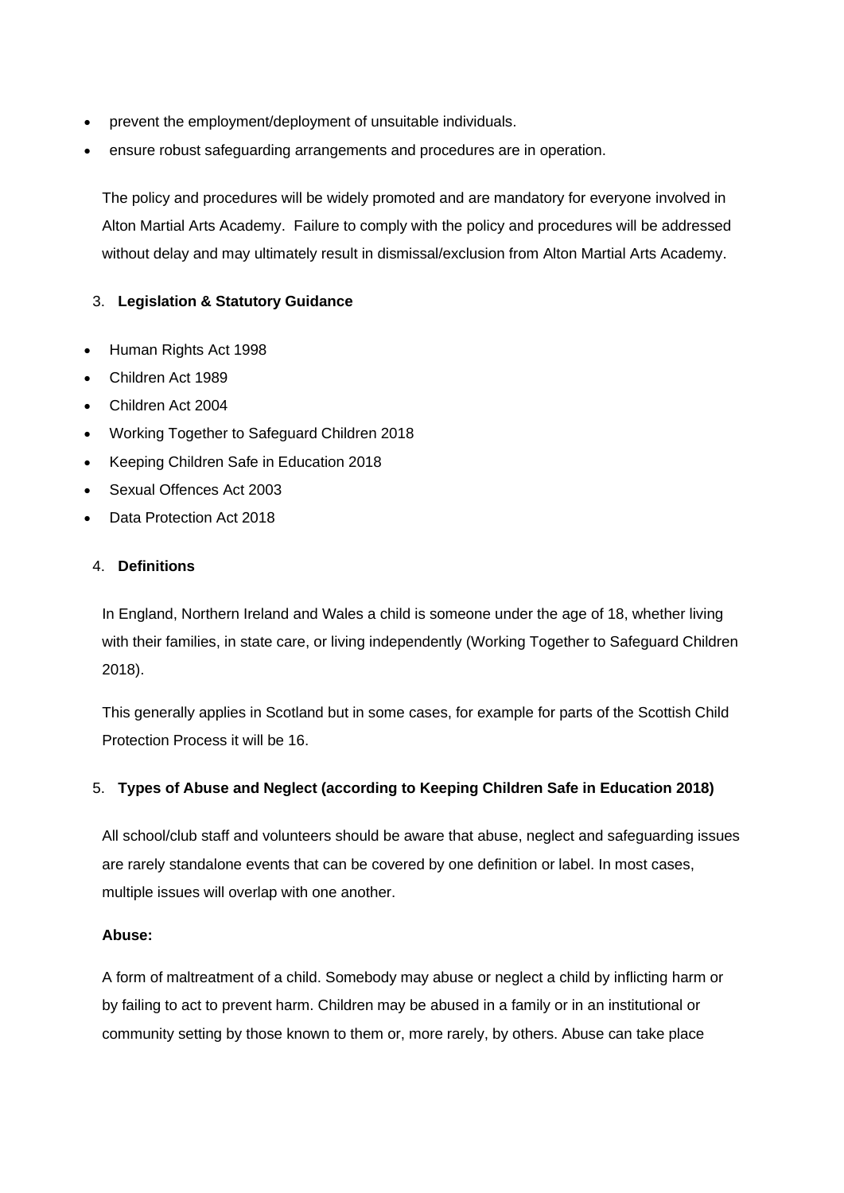- prevent the employment/deployment of unsuitable individuals.
- ensure robust safeguarding arrangements and procedures are in operation.

The policy and procedures will be widely promoted and are mandatory for everyone involved in Alton Martial Arts Academy. Failure to comply with the policy and procedures will be addressed without delay and may ultimately result in dismissal/exclusion from Alton Martial Arts Academy.

## 3. Legislation & Statutory Guidance

- Human Rights Act 1998
- Children Act 1989
- Children Act 2004
- Working Together to Safeguard Children 2018
- Keeping Children Safe in Education 2018
- Sexual Offences Act 2003
- Data Protection Act 2018

## 4. Definitions

In England, Northern Ireland and Wales a child is someone under the age of 18, whether living with their families, in state care, or living independently (Working Together to Safeguard Children 2018).

This generally applies in Scotland but in some cases, for example for parts of the Scottish Child Protection Process it will be 16.

## 5. Types of Abuse and Neglect (according to Keeping Children Safe in Education 2018)

All school/club staff and volunteers should be aware that abuse, neglect and safeguarding issues are rarely standalone events that can be covered by one definition or label. In most cases, multiple issues will overlap with one another.

**Abuse:**

A form of maltreatment of a child. Somebody may abuse or neglect a child by inflicting harm or by failing to act to prevent harm. Children may be abused in a family or in an institutional or community setting by those known to them or, more rarely, by others. Abuse can take place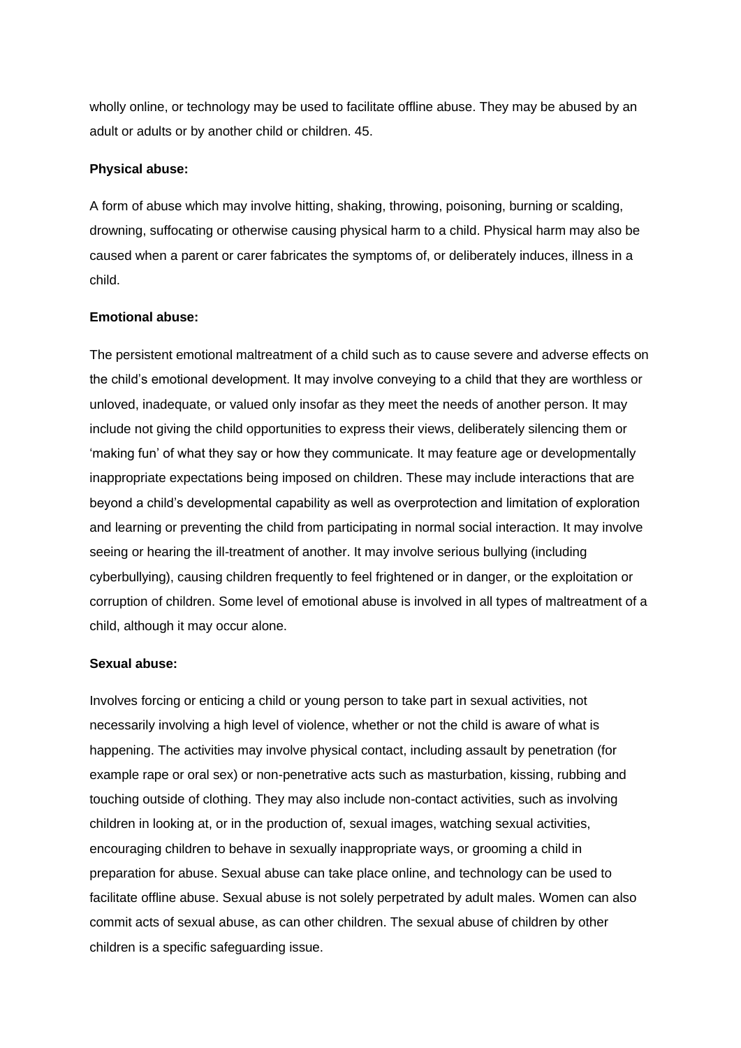wholly online, or technology may be used to facilitate offline abuse. They may be abused by an adult or adults or by another child or children. 45.

**Physical abuse:**

A form of abuse which may involve hitting, shaking, throwing, poisoning, burning or scalding, drowning, suffocating or otherwise causing physical harm to a child. Physical harm may also be caused when a parent or carer fabricates the symptoms of, or deliberately induces, illness in a child.

**Emotional abuse:**

The persistent emotional maltreatment of a child such as to cause severe and adverse effects on the child's emotional development. It may involve conveying to a child that they are worthless or unloved, inadequate, or valued only insofar as they meet the needs of another person. It may include not giving the child opportunities to express their views, deliberately silencing them or 'making fun' of what they say or how they communicate. It may feature age or developmentally inappropriate expectations being imposed on children. These may include interactions that are beyond a child's developmental capability as well as overprotection and limitation of exploration and learning or preventing the child from participating in normal social interaction. It may involve seeing or hearing the ill-treatment of another. It may involve serious bullying (including cyberbullying), causing children frequently to feel frightened or in danger, or the exploitation or corruption of children. Some level of emotional abuse is involved in all types of maltreatment of a child, although it may occur alone.

**Sexual abuse:**

Involves forcing or enticing a child or young person to take part in sexual activities, not necessarily involving a high level of violence, whether or not the child is aware of what is happening. The activities may involve physical contact, including assault by penetration (for example rape or oral sex) or non-penetrative acts such as masturbation, kissing, rubbing and touching outside of clothing. They may also include non-contact activities, such as involving children in looking at, or in the production of, sexual images, watching sexual activities, encouraging children to behave in sexually inappropriate ways, or grooming a child in preparation for abuse. Sexual abuse can take place online, and technology can be used to facilitate offline abuse. Sexual abuse is not solely perpetrated by adult males. Women can also commit acts of sexual abuse, as can other children. The sexual abuse of children by other children is a specific safeguarding issue.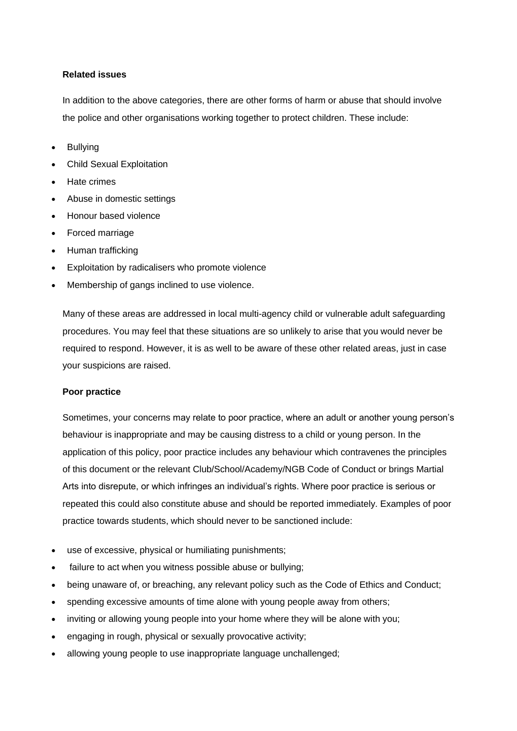**Related issues**

In addition to the above categories, there are other forms of harm or abuse that should involve the police and other organisations working together to protect children. These include:

- Bullying
- Child Sexual Exploitation
- Hate crimes
- Abuse in domestic settings
- Honour based violence
- Forced marriage
- Human trafficking
- Exploitation by radicalisers who promote violence
- Membership of gangs inclined to use violence.

Many of these areas are addressed in local multi-agency child or vulnerable adult safeguarding procedures. You may feel that these situations are so unlikely to arise that you would never be required to respond. However, it is as well to be aware of these other related areas, just in case your suspicions are raised.

**Poor practice**

Sometimes, your concerns may relate to poor practice, where an adult or another young person's behaviour is inappropriate and may be causing distress to a child or young person. In the application of this policy, poor practice includes any behaviour which contravenes the principles of this document or the relevant Club/School/Academy/NGB Code of Conduct or brings Martial Arts into disrepute, or which infringes an individual's rights. Where poor practice is serious or repeated this could also constitute abuse and should be reported immediately. Examples of poor practice towards students, which should never to be sanctioned include:

- use of excessive, physical or humiliating punishments;
- failure to act when you witness possible abuse or bullying;
- being unaware of, or breaching, any relevant policy such as the Code of Ethics and Conduct;
- spending excessive amounts of time alone with young people away from others;
- inviting or allowing young people into your home where they will be alone with you;
- engaging in rough, physical or sexually provocative activity;
- allowing young people to use inappropriate language unchallenged;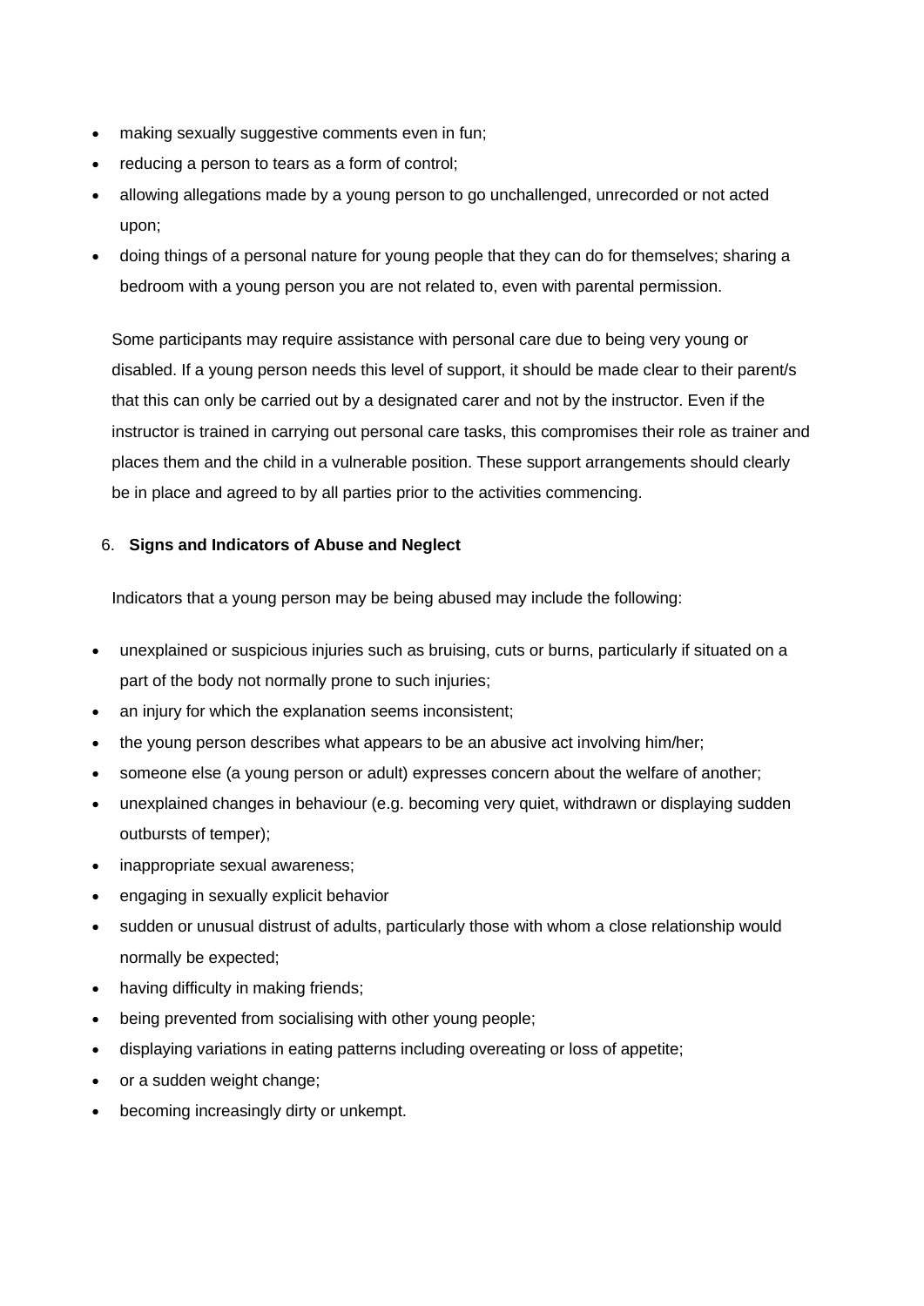- making sexually suggestive comments even in fun;
- reducing a person to tears as a form of control;
- allowing allegations made by a young person to go unchallenged, unrecorded or not acted upon;
- doing things of a personal nature for young people that they can do for themselves; sharing a bedroom with a young person you are not related to, even with parental permission.

Some participants may require assistance with personal care due to being very young or disabled. If a young person needs this level of support, it should be made clear to their parent/s that this can only be carried out by a designated carer and not by the instructor. Even if the instructor is trained in carrying out personal care tasks, this compromises their role as trainer and places them and the child in a vulnerable position. These support arrangements should clearly be in place and agreed to by all parties prior to the activities commencing.

6. **Signs and Indicators of Abuse and Neglect**

Indicators that a young person may be being abused may include the following:

- unexplained or suspicious injuries such as bruising, cuts or burns, particularly if situated on a part of the body not normally prone to such injuries;
- an injury for which the explanation seems inconsistent;
- the young person describes what appears to be an abusive act involving him/her;
- someone else (a young person or adult) expresses concern about the welfare of another;
- unexplained changes in behaviour (e.g. becoming very quiet, withdrawn or displaying sudden outbursts of temper);
- inappropriate sexual awareness;
- engaging in sexually explicit behavior
- sudden or unusual distrust of adults, particularly those with whom a close relationship would normally be expected;
- having difficulty in making friends;
- being prevented from socialising with other young people;
- displaying variations in eating patterns including overeating or loss of appetite;
- or a sudden weight change;
- becoming increasingly dirty or unkempt.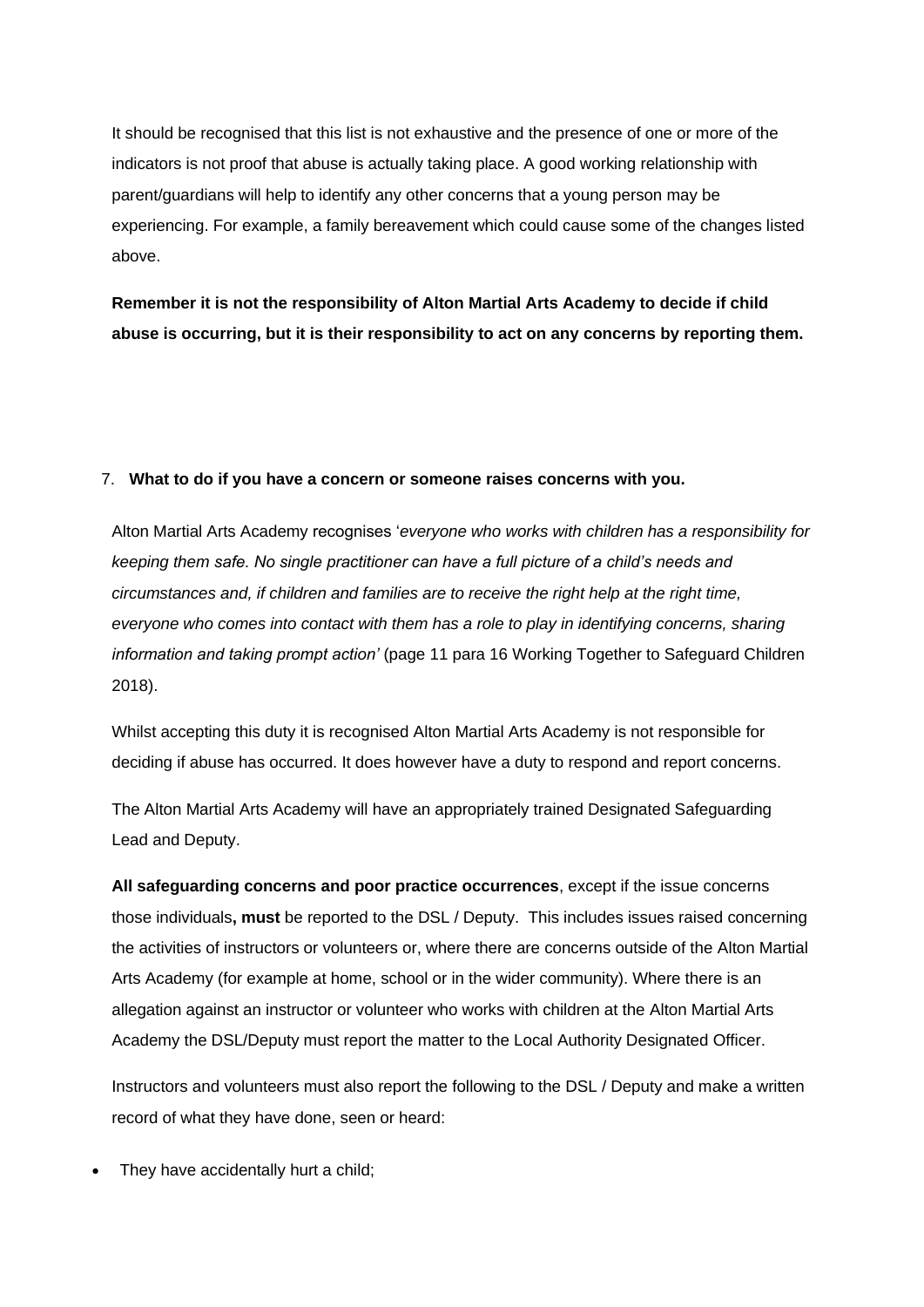It should be recognised that this list is not exhaustive and the presence of one or more of the indicators is not proof that abuse is actually taking place. A good working relationship with parent/guardians will help to identify any other concerns that a young person may be experiencing. For example, a family bereavement which could cause some of the changes listed above.

**Remember it is not the responsibility of Alton Martial Arts Academy to decide if child abuse is occurring, but it is their responsibility to act on any concerns by reporting them.**

## 7. What to do if you have a concern or someone raises concerns with you.

Alton Martial Arts Academy recognises '*everyone who works with children has a responsibility for keeping them safe. No single practitioner can have a full picture of a child's needs and circumstances and, if children and families are to receive the right help at the right time, everyone who comes into contact with them has a role to play in identifying concerns, sharing information and taking prompt action'* (page 11 para 16 Working Together to Safeguard Children 2018).

Whilst accepting this duty it is recognised Alton Martial Arts Academy is not responsible for deciding if abuse has occurred. It does however have a duty to respond and report concerns.

The Alton Martial Arts Academy will have an appropriately trained Designated Safeguarding Lead and Deputy.

**All safeguarding concerns and poor practice occurrences**, except if the issue concerns those individuals**, must** be reported to the DSL / Deputy. This includes issues raised concerning the activities of instructors or volunteers or, where there are concerns outside of the Alton Martial Arts Academy (for example at home, school or in the wider community). Where there is an allegation against an instructor or volunteer who works with children at the Alton Martial Arts Academy the DSL/Deputy must report the matter to the Local Authority Designated Officer.

Instructors and volunteers must also report the following to the DSL / Deputy and make a written record of what they have done, seen or heard:

- They have accidentally hurt a child;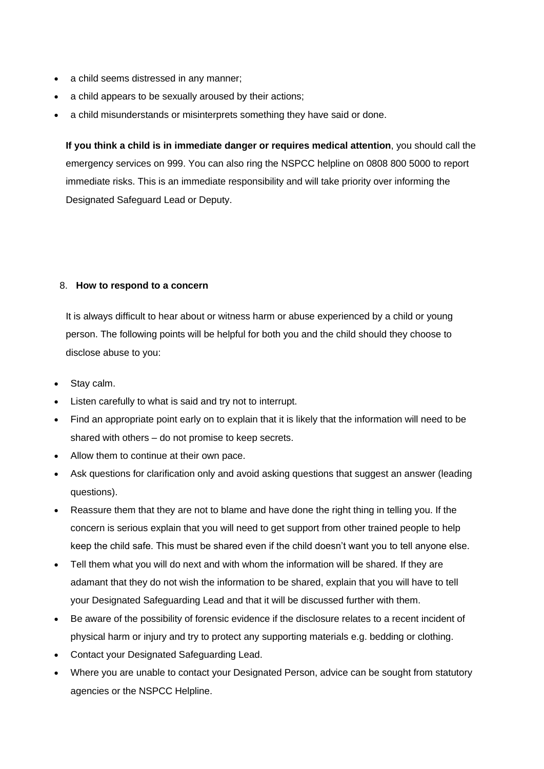- a child seems distressed in any manner;
- a child appears to be sexually aroused by their actions;
- a child misunderstands or misinterprets something they have said or done.

**If you think a child is in immediate danger or requires medical attention**, you should call the emergency services on 999. You can also ring the NSPCC helpline on 0808 800 5000 to report immediate risks. This is an immediate responsibility and will take priority over informing the Designated Safeguard Lead or Deputy.

## 8. How to respond to a concern

It is always difficult to hear about or witness harm or abuse experienced by a child or young person. The following points will be helpful for both you and the child should they choose to disclose abuse to you:

- Stay calm.
- Listen carefully to what is said and try not to interrupt.
- Find an appropriate point early on to explain that it is likely that the information will need to be shared with others – do not promise to keep secrets.
- Allow them to continue at their own pace.
- Ask questions for clarification only and avoid asking questions that suggest an answer (leading questions).
- Reassure them that they are not to blame and have done the right thing in telling you. If the concern is serious explain that you will need to get support from other trained people to help keep the child safe. This must be shared even if the child doesn't want you to tell anyone else.
- Tell them what you will do next and with whom the information will be shared. If they are adamant that they do not wish the information to be shared, explain that you will have to tell your Designated Safeguarding Lead and that it will be discussed further with them.
- Be aware of the possibility of forensic evidence if the disclosure relates to a recent incident of physical harm or injury and try to protect any supporting materials e.g. bedding or clothing.
- Contact your Designated Safeguarding Lead.
- Where you are unable to contact your Designated Person, advice can be sought from statutory agencies or the NSPCC Helpline.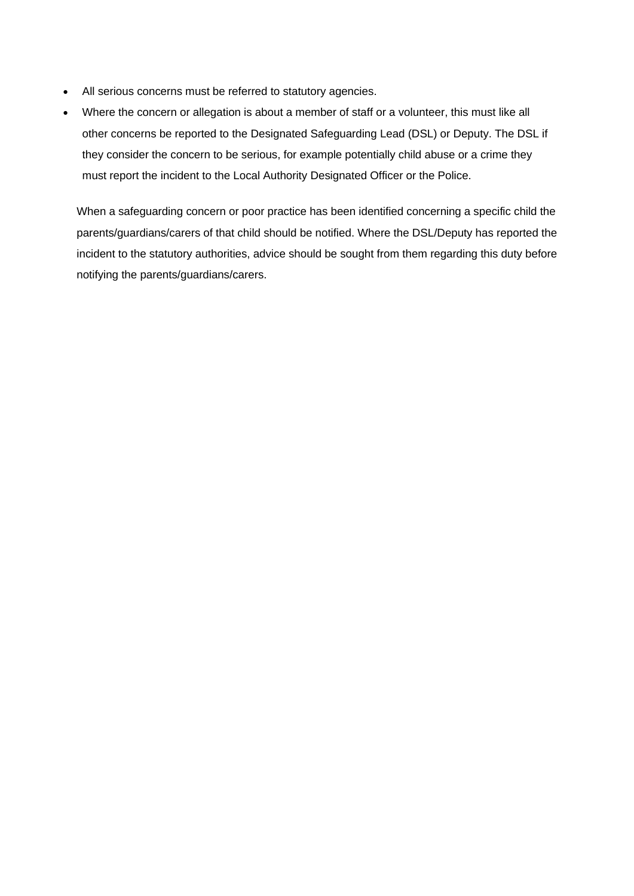- All serious concerns must be referred to statutory agencies.
- Where the concern or allegation is about a member of staff or a volunteer, this must like all other concerns be reported to the Designated Safeguarding Lead (DSL) or Deputy. The DSL if they consider the concern to be serious, for example potentially child abuse or a crime they must report the incident to the Local Authority Designated Officer or the Police.

When a safeguarding concern or poor practice has been identified concerning a specific child the parents/guardians/carers of that child should be notified. Where the DSL/Deputy has reported the incident to the statutory authorities, advice should be sought from them regarding this duty before notifying the parents/guardians/carers.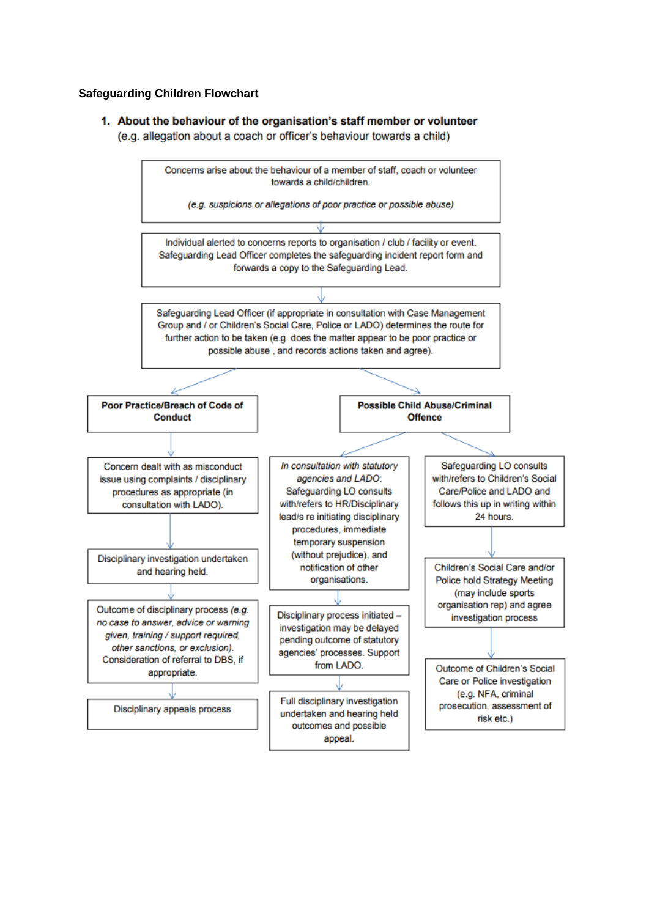**Safeguarding Children Flowchart**

1. **About the behaviour of the organisation's staff member or volunteer**
   (e.g. allegation about a coach or officer's behaviour towards a child)

Concerns arise about the behaviour of a member of staff, coach or volunteer towards a child/children.

*(e.g. suspicions or allegations of poor practice or possible abuse)*

↓

Individual alerted to concerns reports to organisation / club / facility or event. Safeguarding Lead Officer completes the safeguarding incident report form and forwards a copy to the Safeguarding Lead.

↓

Safeguarding Lead Officer (if appropriate in consultation with Case Management Group and / or Children's Social Care, Police or LADO) determines the route for further action to be taken (e.g. does the matter appear to be poor practice or possible abuse , and records actions taken and agree).

↓

**Poor Practice/Breach of Code of Conduct**

- Concern dealt with as misconduct issue using complaints / disciplinary procedures as appropriate (in consultation with LADO).
- ↓ Disciplinary investigation undertaken and hearing held.
- ↓ Outcome of disciplinary process *(e.g. no case to answer, advice or warning given, training / support required, other sanctions, or exclusion).* Consideration of referral to DBS, if appropriate.
- ↓ Disciplinary appeals process

**Possible Child Abuse/Criminal Offence**

Route A:

- *In consultation with statutory agencies and LADO*: Safeguarding LO consults with/refers to HR/Disciplinary lead/s re initiating disciplinary procedures, immediate temporary suspension (without prejudice), and notification of other organisations.
- ↓ Disciplinary process initiated – investigation may be delayed pending outcome of statutory agencies' processes. Support from LADO.
- ↓ Full disciplinary investigation undertaken and hearing held outcomes and possible appeal.

Route B:

- Safeguarding LO consults with/refers to Children's Social Care/Police and LADO and follows this up in writing within 24 hours.
- ↓ Children's Social Care and/or Police hold Strategy Meeting (may include sports organisation rep) and agree investigation process
- ↓ Outcome of Children's Social Care or Police investigation (e.g. NFA, criminal prosecution, assessment of risk etc.)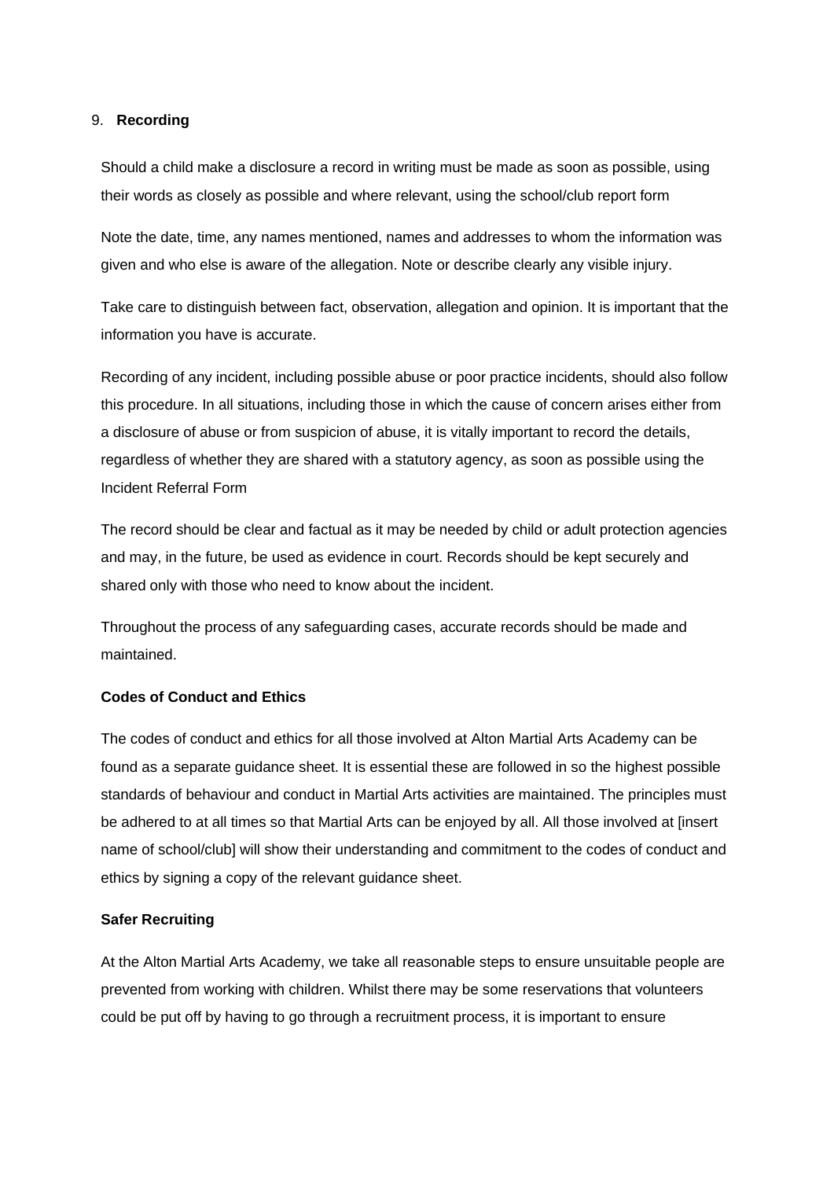9. **Recording**

Should a child make a disclosure a record in writing must be made as soon as possible, using their words as closely as possible and where relevant, using the school/club report form

Note the date, time, any names mentioned, names and addresses to whom the information was given and who else is aware of the allegation. Note or describe clearly any visible injury.

Take care to distinguish between fact, observation, allegation and opinion. It is important that the information you have is accurate.

Recording of any incident, including possible abuse or poor practice incidents, should also follow this procedure. In all situations, including those in which the cause of concern arises either from a disclosure of abuse or from suspicion of abuse, it is vitally important to record the details, regardless of whether they are shared with a statutory agency, as soon as possible using the Incident Referral Form

The record should be clear and factual as it may be needed by child or adult protection agencies and may, in the future, be used as evidence in court. Records should be kept securely and shared only with those who need to know about the incident.

Throughout the process of any safeguarding cases, accurate records should be made and maintained.

**Codes of Conduct and Ethics**

The codes of conduct and ethics for all those involved at Alton Martial Arts Academy can be found as a separate guidance sheet. It is essential these are followed in so the highest possible standards of behaviour and conduct in Martial Arts activities are maintained. The principles must be adhered to at all times so that Martial Arts can be enjoyed by all. All those involved at [insert name of school/club] will show their understanding and commitment to the codes of conduct and ethics by signing a copy of the relevant guidance sheet.

**Safer Recruiting**

At the Alton Martial Arts Academy, we take all reasonable steps to ensure unsuitable people are prevented from working with children. Whilst there may be some reservations that volunteers could be put off by having to go through a recruitment process, it is important to ensure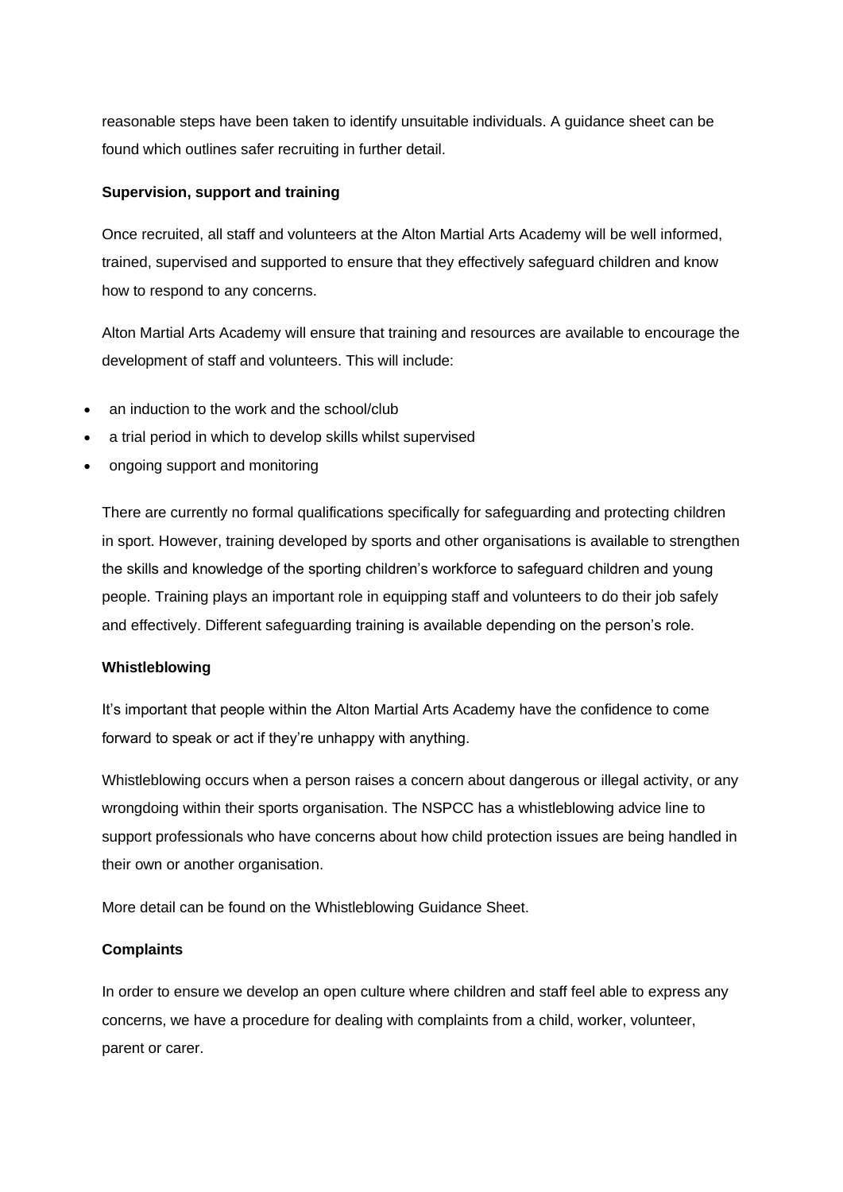reasonable steps have been taken to identify unsuitable individuals. A guidance sheet can be found which outlines safer recruiting in further detail.

**Supervision, support and training**

Once recruited, all staff and volunteers at the Alton Martial Arts Academy will be well informed, trained, supervised and supported to ensure that they effectively safeguard children and know how to respond to any concerns.

Alton Martial Arts Academy will ensure that training and resources are available to encourage the development of staff and volunteers. This will include:

- an induction to the work and the school/club
- a trial period in which to develop skills whilst supervised
- ongoing support and monitoring

There are currently no formal qualifications specifically for safeguarding and protecting children in sport. However, training developed by sports and other organisations is available to strengthen the skills and knowledge of the sporting children's workforce to safeguard children and young people. Training plays an important role in equipping staff and volunteers to do their job safely and effectively. Different safeguarding training is available depending on the person's role.

**Whistleblowing**

It's important that people within the Alton Martial Arts Academy have the confidence to come forward to speak or act if they're unhappy with anything.

Whistleblowing occurs when a person raises a concern about dangerous or illegal activity, or any wrongdoing within their sports organisation. The NSPCC has a whistleblowing advice line to support professionals who have concerns about how child protection issues are being handled in their own or another organisation.

More detail can be found on the Whistleblowing Guidance Sheet.

**Complaints**

In order to ensure we develop an open culture where children and staff feel able to express any concerns, we have a procedure for dealing with complaints from a child, worker, volunteer, parent or carer.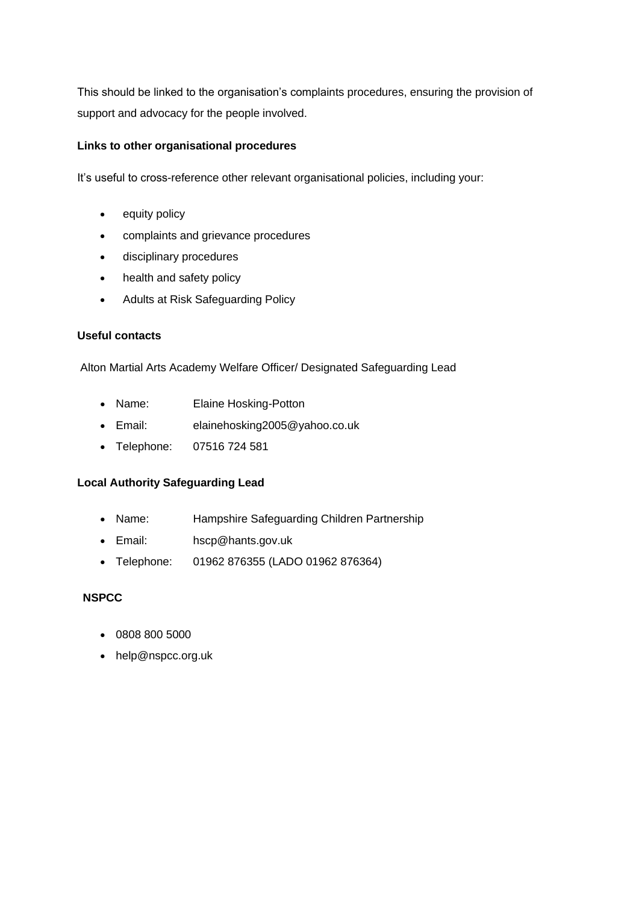This should be linked to the organisation's complaints procedures, ensuring the provision of support and advocacy for the people involved.

**Links to other organisational procedures**

It's useful to cross-reference other relevant organisational policies, including your:

- equity policy
- complaints and grievance procedures
- disciplinary procedures
- health and safety policy
- Adults at Risk Safeguarding Policy

**Useful contacts**

Alton Martial Arts Academy Welfare Officer/ Designated Safeguarding Lead

- Name: Elaine Hosking-Potton
- Email: elainehosking2005@yahoo.co.uk
- Telephone: 07516 724 581

**Local Authority Safeguarding Lead**

- Name: Hampshire Safeguarding Children Partnership
- Email: hscp@hants.gov.uk
- Telephone: 01962 876355 (LADO 01962 876364)

**NSPCC**

- 0808 800 5000
- help@nspcc.org.uk